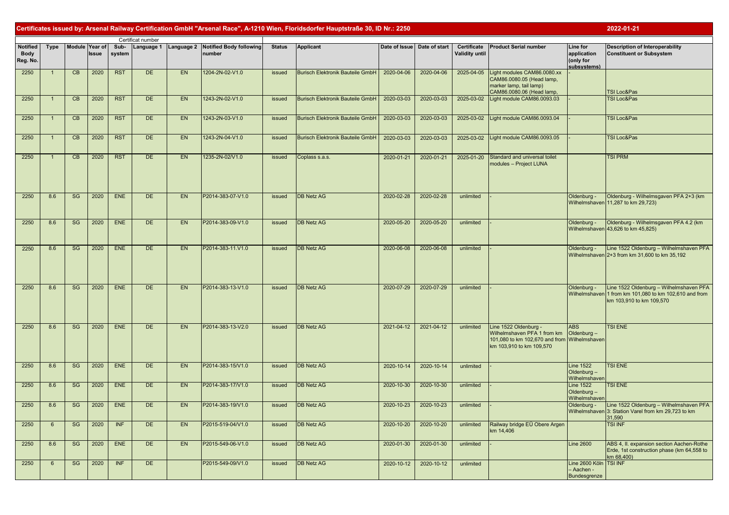## Certificates issued by: Arsenal Railway Certification GmbH "Arsenal Race", A-1210 Wien, Floridsdorfer Hauptstraße 30, ID Nr.: 2250

2022-01-21

| Notified Body Reg. No. | Type | Module | Year of Issue | Sub-system | Certificat number Language 1 | Language 2 | Notified Body following number | Status | Applicant | Date of Issue | Date of start | Certificate Validity until | Product Serial number | Line for application (only for subsystems) | Description of Interoperability Constituent or Subsystem |
|---|---|---|---|---|---|---|---|---|---|---|---|---|---|---|---|
| 2250 | 1 | CB | 2020 | RST | DE | EN | 1204-2N-02-V1.0 | issued | Burisch Elektronik Bauteile GmbH | 2020-04-06 | 2020-04-06 | 2025-04-05 | Light modules CAM86.0080.xx CAM86.0080.05 (Head lamp, marker lamp, tail lamp) CAM86.0080.06 (Head lamp, | - | TSI Loc&Pas |
| 2250 | 1 | CB | 2020 | RST | DE | EN | 1243-2N-02-V1.0 | issued | Burisch Elektronik Bauteile GmbH | 2020-03-03 | 2020-03-03 | 2025-03-02 | Light module CAM86.0093.03 | - | TSI Loc&Pas |
| 2250 | 1 | CB | 2020 | RST | DE | EN | 1243-2N-03-V1.0 | issued | Burisch Elektronik Bauteile GmbH | 2020-03-03 | 2020-03-03 | 2025-03-02 | Light module CAM86.0093.04 | - | TSI Loc&Pas |
| 2250 | 1 | CB | 2020 | RST | DE | EN | 1243-2N-04-V1.0 | issued | Burisch Elektronik Bauteile GmbH | 2020-03-03 | 2020-03-03 | 2025-03-02 | Light module CAM86.0093.05 | - | TSI Loc&Pas |
| 2250 | 1 | CB | 2020 | RST | DE | EN | 1235-2N-02/V1.0 | issued | Coplass s.a.s. | 2020-01-21 | 2020-01-21 | 2025-01-20 | Standard and universal toilet modules – Project LUNA | | TSI PRM |
| 2250 | 8.6 | SG | 2020 | ENE | DE | EN | P2014-383-07-V1.0 | issued | DB Netz AG | 2020-02-28 | 2020-02-28 | unlimited | - | Oldenburg - Wilhelmshaven | Oldenburg - Wilhelmsgaven PFA 2+3 (km 11,287 to km 29,723) |
| 2250 | 8.6 | SG | 2020 | ENE | DE | EN | P2014-383-09-V1.0 | issued | DB Netz AG | 2020-05-20 | 2020-05-20 | unlimited | - | Oldenburg - Wilhelmshaven | Oldenburg - Wilhelmsgaven PFA 4.2 (km 43,626 to km 45,825) |
| 2250 | 8.6 | SG | 2020 | ENE | DE | EN | P2014-383-11.V1.0 | issued | DB Netz AG | 2020-06-08 | 2020-06-08 | unlimited | - | Oldenburg - Wilhelmshaven | Line 1522 Oldenburg – Wilhelmshaven PFA 2+3 from km 31,600 to km 35,192 |
| 2250 | 8.6 | SG | 2020 | ENE | DE | EN | P2014-383-13-V1.0 | issued | DB Netz AG | 2020-07-29 | 2020-07-29 | unlimited | - | Oldenburg - Wilhelmshaven | Line 1522 Oldenburg – Wilhelmshaven PFA 1 from km 101,080 to km 102,610 and from km 103,910 to km 109,570 |
| 2250 | 8.6 | SG | 2020 | ENE | DE | EN | P2014-383-13-V2.0 | issued | DB Netz AG | 2021-04-12 | 2021-04-12 | unlimited | Line 1522 Oldenburg - Wilhelmshaven PFA 1 from km 101,080 to km 102,670 and from km 103,910 to km 109,570 | ABS Oldenburg – Wilhelmshaven | TSI ENE |
| 2250 | 8.6 | SG | 2020 | ENE | DE | EN | P2014-383-15/V1.0 | issued | DB Netz AG | 2020-10-14 | 2020-10-14 | unlimited | - | Line 1522 Oldenburg – Wilhelmshaven | TSI ENE |
| 2250 | 8.6 | SG | 2020 | ENE | DE | EN | P2014-383-17/V1.0 | issued | DB Netz AG | 2020-10-30 | 2020-10-30 | unlimited | - | Line 1522 Oldenburg – Wilhelmshaven | TSI ENE |
| 2250 | 8.6 | SG | 2020 | ENE | DE | EN | P2014-383-19/V1.0 | issued | DB Netz AG | 2020-10-23 | 2020-10-23 | unlimited | - | Oldenburg - Wilhelmshaven | Line 1522 Oldenburg – Wilhelmshaven PFA 3: Station Varel from km 29,723 to km 31,590 |
| 2250 | 6 | SG | 2020 | INF | DE | EN | P2015-519-04/V1.0 | issued | DB Netz AG | 2020-10-20 | 2020-10-20 | unlimited | Railway bridge EÜ Obere Argen km 14,406 | | TSI INF |
| 2250 | 8.6 | SG | 2020 | ENE | DE | EN | P2015-549-06-V1.0 | issued | DB Netz AG | 2020-01-30 | 2020-01-30 | unlimited | - | Line 2600 | ABS 4, II. expansion section Aachen-Rothe Erde, 1st construction phase (km 64,558 to km 68,400) |
| 2250 | 6 | SG | 2020 | INF | DE | | P2015-549-09/V1.0 | issued | DB Netz AG | 2020-10-12 | 2020-10-12 | unlimited | | Line 2600 Köln – Aachen - Bundesgrenze | TSI INF |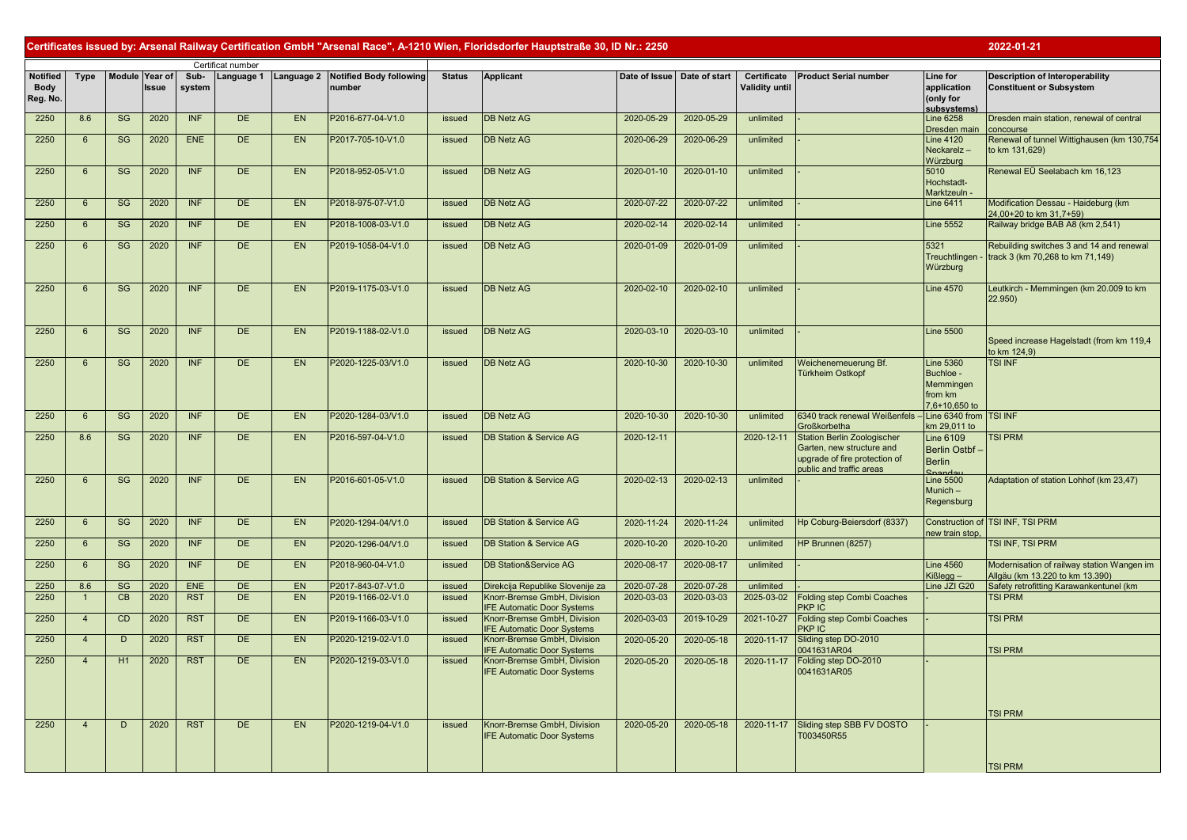**Certificates issued by: Arsenal Railway Certification GmbH "Arsenal Race", A-1210 Wien, Floridsdorfer Hauptstraße 30, ID Nr.: 2250** — 2022-01-21

| Notified Body Reg. No. | Type | Module | Year of Issue | Sub-system | Language 1 | Language 2 | Notified Body following number | Status | Applicant | Date of Issue | Date of start | Certificate Validity until | Product Serial number | Line for application (only for subsystems) | Description of Interoperability Constituent or Subsystem |
|---|---|---|---|---|---|---|---|---|---|---|---|---|---|---|---|
| | | | | Certificat number | | | | | | | | | | | |
| 2250 | 8.6 | SG | 2020 | INF | DE | EN | P2016-677-04-V1.0 | issued | DB Netz AG | 2020-05-29 | 2020-05-29 | unlimited | - | Line 6258 Dresden main | Dresden main station, renewal of central concourse |
| 2250 | 6 | SG | 2020 | ENE | DE | EN | P2017-705-10-V1.0 | issued | DB Netz AG | 2020-06-29 | 2020-06-29 | unlimited | - | Line 4120 Neckarelz – Würzburg | Renewal of tunnel Wittighausen (km 130,754 to km 131,629) |
| 2250 | 6 | SG | 2020 | INF | DE | EN | P2018-952-05-V1.0 | issued | DB Netz AG | 2020-01-10 | 2020-01-10 | unlimited | - | 5010 Hochstadt-Marktzeuln - | Renewal EÜ Seelabach km 16,123 |
| 2250 | 6 | SG | 2020 | INF | DE | EN | P2018-975-07-V1.0 | issued | DB Netz AG | 2020-07-22 | 2020-07-22 | unlimited | - | Line 6411 | Modification Dessau - Haideburg (km 24,00+20 to km 31,7+59) |
| 2250 | 6 | SG | 2020 | INF | DE | EN | P2018-1008-03-V1.0 | issued | DB Netz AG | 2020-02-14 | 2020-02-14 | unlimited | - | Line 5552 | Railway bridge BAB A8 (km 2,541) |
| 2250 | 6 | SG | 2020 | INF | DE | EN | P2019-1058-04-V1.0 | issued | DB Netz AG | 2020-01-09 | 2020-01-09 | unlimited | - | 5321 Treuchtlingen - Würzburg | Rebuilding switches 3 and 14 and renewal track 3 (km 70,268 to km 71,149) |
| 2250 | 6 | SG | 2020 | INF | DE | EN | P2019-1175-03-V1.0 | issued | DB Netz AG | 2020-02-10 | 2020-02-10 | unlimited | - | Line 4570 | Leutkirch - Memmingen (km 20.009 to km 22.950) |
| 2250 | 6 | SG | 2020 | INF | DE | EN | P2019-1188-02-V1.0 | issued | DB Netz AG | 2020-03-10 | 2020-03-10 | unlimited | - | Line 5500 | Speed increase Hagelstadt (from km 119,4 to km 124,9) |
| 2250 | 6 | SG | 2020 | INF | DE | EN | P2020-1225-03/V1.0 | issued | DB Netz AG | 2020-10-30 | 2020-10-30 | unlimited | Weichenerneuerung Bf. Türkheim Ostkopf | Line 5360 Buchloe - Memmingen from km 7,6+10,650 to | TSI INF |
| 2250 | 6 | SG | 2020 | INF | DE | EN | P2020-1284-03/V1.0 | issued | DB Netz AG | 2020-10-30 | 2020-10-30 | unlimited | 6340 track renewal Weißenfels – Großkorbetha | Line 6340 from km 29,011 to | TSI INF |
| 2250 | 8.6 | SG | 2020 | INF | DE | EN | P2016-597-04-V1.0 | issued | DB Station & Service AG | 2020-12-11 | | 2020-12-11 | Station Berlin Zoologischer Garten, new structure and upgrade of fire protection of public and traffic areas | Line 6109 Berlin Ostbf – Berlin Spandau | TSI PRM |
| 2250 | 6 | SG | 2020 | INF | DE | EN | P2016-601-05-V1.0 | issued | DB Station & Service AG | 2020-02-13 | 2020-02-13 | unlimited | - | Line 5500 Munich – Regensburg | Adaptation of station Lohhof (km 23,47) |
| 2250 | 6 | SG | 2020 | INF | DE | EN | P2020-1294-04/V1.0 | issued | DB Station & Service AG | 2020-11-24 | 2020-11-24 | unlimited | Hp Coburg-Beiersdorf (8337) | Construction of new train stop, | TSI INF, TSI PRM |
| 2250 | 6 | SG | 2020 | INF | DE | EN | P2020-1296-04/V1.0 | issued | DB Station & Service AG | 2020-10-20 | 2020-10-20 | unlimited | HP Brunnen (8257) | | TSI INF, TSI PRM |
| 2250 | 6 | SG | 2020 | INF | DE | EN | P2018-960-04-V1.0 | issued | DB Station&Service AG | 2020-08-17 | 2020-08-17 | unlimited | - | Line 4560 Kißlegg – | Modernisation of railway station Wangen im Allgäu (km 13.220 to km 13.390) |
| 2250 | 8.6 | SG | 2020 | ENE | DE | EN | P2017-843-07-V1.0 | issued | Direkcija Republike Slovenije za | 2020-07-28 | 2020-07-28 | unlimited | - | Line JZI G20 | Safety retrofitting Karawankentunel (km |
| 2250 | 1 | CB | 2020 | RST | DE | EN | P2019-1166-02-V1.0 | issued | Knorr-Bremse GmbH, Division IFE Automatic Door Systems | 2020-03-03 | 2020-03-03 | 2025-03-02 | Folding step Combi Coaches PKP IC | - | TSI PRM |
| 2250 | 4 | CD | 2020 | RST | DE | EN | P2019-1166-03-V1.0 | issued | Knorr-Bremse GmbH, Division IFE Automatic Door Systems | 2020-03-03 | 2019-10-29 | 2021-10-27 | Folding step Combi Coaches PKP IC | - | TSI PRM |
| 2250 | 4 | D | 2020 | RST | DE | EN | P2020-1219-02-V1.0 | issued | Knorr-Bremse GmbH, Division IFE Automatic Door Systems | 2020-05-20 | 2020-05-18 | 2020-11-17 | Sliding step DO-2010 0041631AR04 | | TSI PRM |
| 2250 | 4 | H1 | 2020 | RST | DE | EN | P2020-1219-03-V1.0 | issued | Knorr-Bremse GmbH, Division IFE Automatic Door Systems | 2020-05-20 | 2020-05-18 | 2020-11-17 | Folding step DO-2010 0041631AR05 | - | TSI PRM |
| 2250 | 4 | D | 2020 | RST | DE | EN | P2020-1219-04-V1.0 | issued | Knorr-Bremse GmbH, Division IFE Automatic Door Systems | 2020-05-20 | 2020-05-18 | 2020-11-17 | Sliding step SBB FV DOSTO T003450R55 | - | TSI PRM |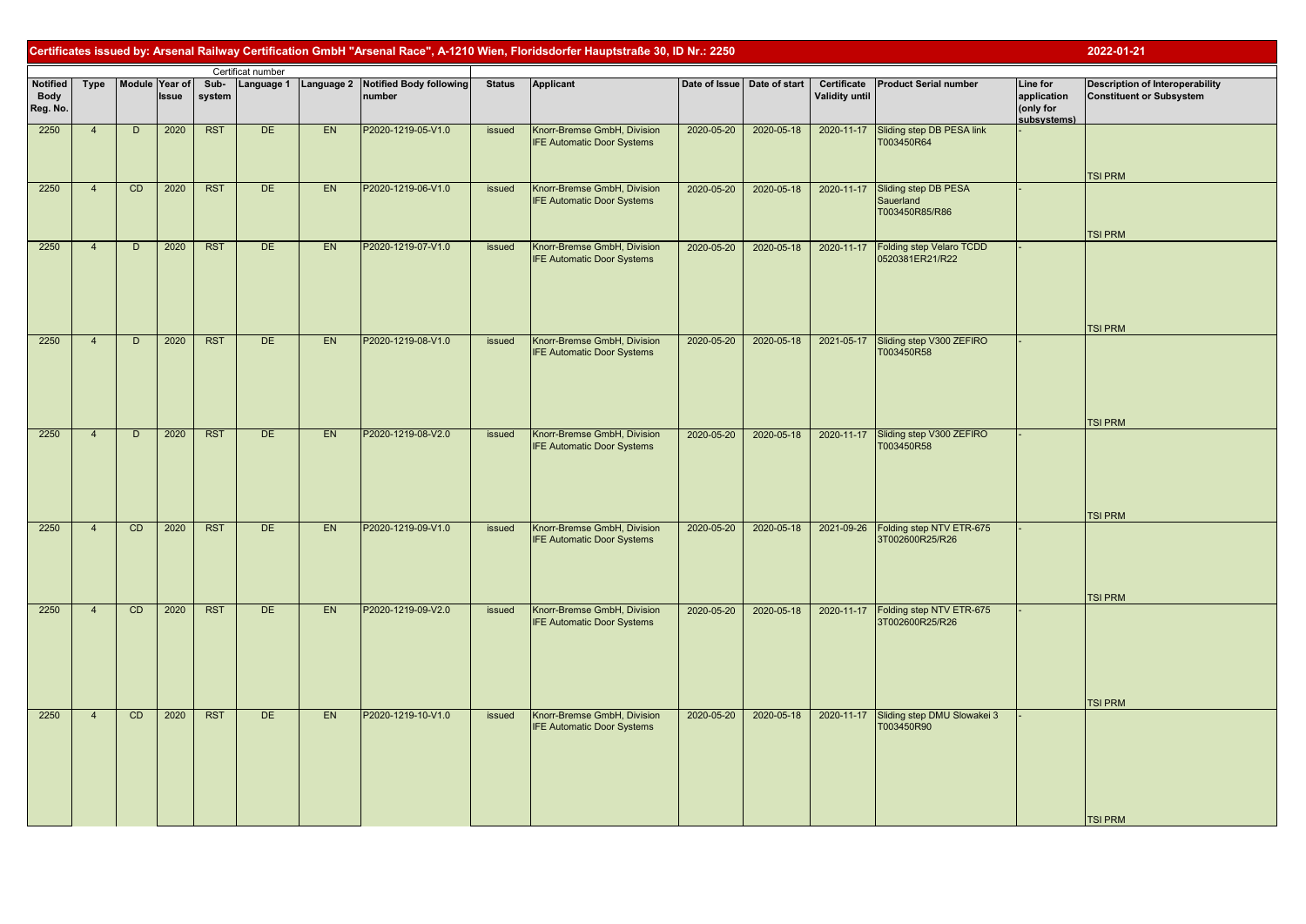**Certificates issued by: Arsenal Railway Certification GmbH "Arsenal Race", A-1210 Wien, Floridsdorfer Hauptstraße 30, ID Nr.: 2250** **2022-01-21**

| Notified Body Reg. No. | Type | Module | Certificat number Year of Issue | Sub-system | Language 1 | Language 2 | Notified Body following number | Status | Applicant | Date of Issue | Date of start | Certificate Validity until | Product Serial number | Line for application (only for subsystems) | Description of Interoperability Constituent or Subsystem |
|---|---|---|---|---|---|---|---|---|---|---|---|---|---|---|---|
| 2250 | 4 | D | 2020 | RST | DE | EN | P2020-1219-05-V1.0 | issued | Knorr-Bremse GmbH, Division IFE Automatic Door Systems | 2020-05-20 | 2020-05-18 | 2020-11-17 | Sliding step DB PESA link T003450R64 | - | TSI PRM |
| 2250 | 4 | CD | 2020 | RST | DE | EN | P2020-1219-06-V1.0 | issued | Knorr-Bremse GmbH, Division IFE Automatic Door Systems | 2020-05-20 | 2020-05-18 | 2020-11-17 | Sliding step DB PESA Sauerland T003450R85/R86 | - | TSI PRM |
| 2250 | 4 | D | 2020 | RST | DE | EN | P2020-1219-07-V1.0 | issued | Knorr-Bremse GmbH, Division IFE Automatic Door Systems | 2020-05-20 | 2020-05-18 | 2020-11-17 | Folding step Velaro TCDD 0520381ER21/R22 | - | TSI PRM |
| 2250 | 4 | D | 2020 | RST | DE | EN | P2020-1219-08-V1.0 | issued | Knorr-Bremse GmbH, Division IFE Automatic Door Systems | 2020-05-20 | 2020-05-18 | 2021-05-17 | Sliding step V300 ZEFIRO T003450R58 | - | TSI PRM |
| 2250 | 4 | D | 2020 | RST | DE | EN | P2020-1219-08-V2.0 | issued | Knorr-Bremse GmbH, Division IFE Automatic Door Systems | 2020-05-20 | 2020-05-18 | 2020-11-17 | Sliding step V300 ZEFIRO T003450R58 | - | TSI PRM |
| 2250 | 4 | CD | 2020 | RST | DE | EN | P2020-1219-09-V1.0 | issued | Knorr-Bremse GmbH, Division IFE Automatic Door Systems | 2020-05-20 | 2020-05-18 | 2021-09-26 | Folding step NTV ETR-675 3T002600R25/R26 | - | TSI PRM |
| 2250 | 4 | CD | 2020 | RST | DE | EN | P2020-1219-09-V2.0 | issued | Knorr-Bremse GmbH, Division IFE Automatic Door Systems | 2020-05-20 | 2020-05-18 | 2020-11-17 | Folding step NTV ETR-675 3T002600R25/R26 | - | TSI PRM |
| 2250 | 4 | CD | 2020 | RST | DE | EN | P2020-1219-10-V1.0 | issued | Knorr-Bremse GmbH, Division IFE Automatic Door Systems | 2020-05-20 | 2020-05-18 | 2020-11-17 | Sliding step DMU Slowakei 3 T003450R90 | - | TSI PRM |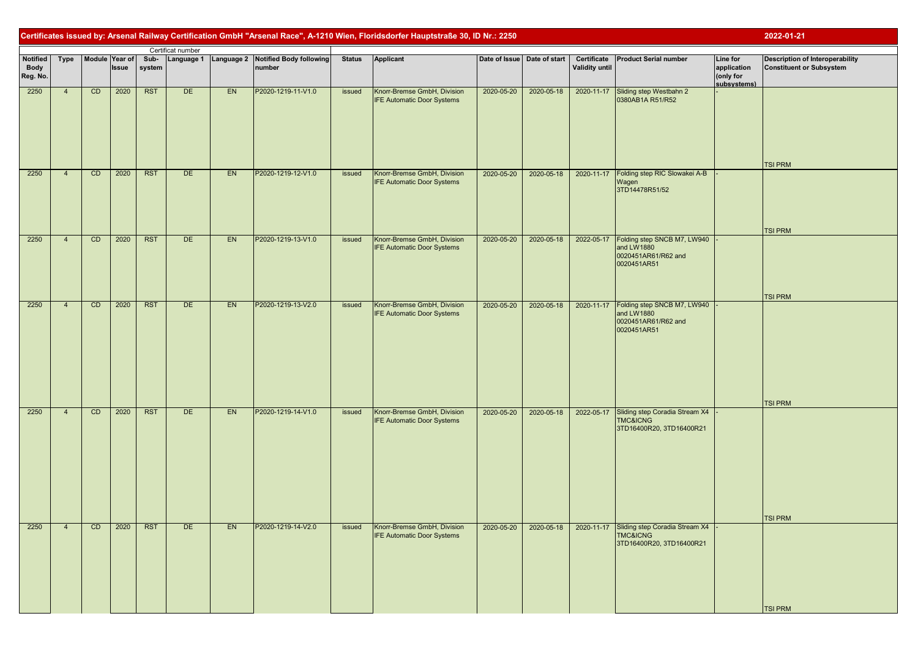**Certificates issued by: Arsenal Railway Certification GmbH "Arsenal Race", A-1210 Wien, Floridsdorfer Hauptstraße 30, ID Nr.: 2250** **2022-01-21**

| Notified Body Reg. No. | Type | Module | Certificat number | | | | | | Status | Applicant | Date of Issue | Date of start | Certificate Validity until | Product Serial number | Line for application (only for subsystems) | Description of Interoperability Constituent or Subsystem |
|---|---|---|---|---|---|---|---|---|---|---|---|---|---|---|---|---|
| | | | Year of Issue | Sub-system | Language 1 | Language 2 | Notified Body following number | | | | | | | | | |
| 2250 | 4 | CD | 2020 | RST | DE | EN | P2020-1219-11-V1.0 | | issued | Knorr-Bremse GmbH, Division IFE Automatic Door Systems | 2020-05-20 | 2020-05-18 | 2020-11-17 | Sliding step Westbahn 2 0380AB1A R51/R52 | - | TSI PRM |
| 2250 | 4 | CD | 2020 | RST | DE | EN | P2020-1219-12-V1.0 | | issued | Knorr-Bremse GmbH, Division IFE Automatic Door Systems | 2020-05-20 | 2020-05-18 | 2020-11-17 | Folding step RIC Slowakei A-B Wagen 3TD14478R51/52 | - | TSI PRM |
| 2250 | 4 | CD | 2020 | RST | DE | EN | P2020-1219-13-V1.0 | | issued | Knorr-Bremse GmbH, Division IFE Automatic Door Systems | 2020-05-20 | 2020-05-18 | 2022-05-17 | Folding step SNCB M7, LW940 and LW1880 0020451AR61/R62 and 0020451AR51 | - | TSI PRM |
| 2250 | 4 | CD | 2020 | RST | DE | EN | P2020-1219-13-V2.0 | | issued | Knorr-Bremse GmbH, Division IFE Automatic Door Systems | 2020-05-20 | 2020-05-18 | 2020-11-17 | Folding step SNCB M7, LW940 and LW1880 0020451AR61/R62 and 0020451AR51 | - | TSI PRM |
| 2250 | 4 | CD | 2020 | RST | DE | EN | P2020-1219-14-V1.0 | | issued | Knorr-Bremse GmbH, Division IFE Automatic Door Systems | 2020-05-20 | 2020-05-18 | 2022-05-17 | Sliding step Coradia Stream X4 TMC&ICNG 3TD16400R20, 3TD16400R21 | - | TSI PRM |
| 2250 | 4 | CD | 2020 | RST | DE | EN | P2020-1219-14-V2.0 | | issued | Knorr-Bremse GmbH, Division IFE Automatic Door Systems | 2020-05-20 | 2020-05-18 | 2020-11-17 | Sliding step Coradia Stream X4 TMC&ICNG 3TD16400R20, 3TD16400R21 | - | TSI PRM |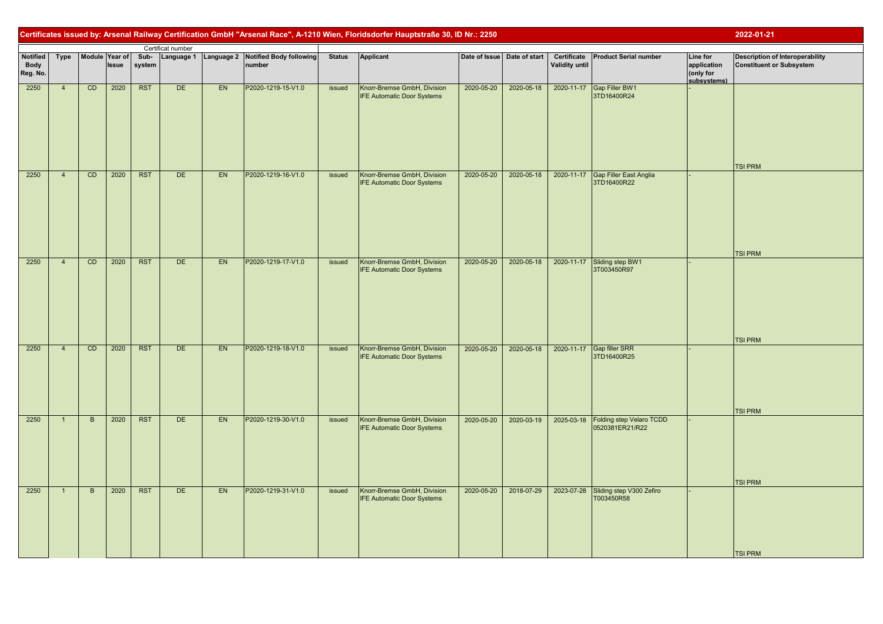**Certificates issued by: Arsenal Railway Certification GmbH "Arsenal Race", A-1210 Wien, Floridsdorfer Hauptstraße 30, ID Nr.: 2250** 2022-01-21

| Certificat number | | | | | | | | | | | | | | | | |
|---|---|---|---|---|---|---|---|---|---|---|---|---|---|---|---|---|
| Notified Body Reg. No. | Type | Module | Year of Issue | Sub-system | Language 1 | Language 2 | Notified Body following number | Status | Applicant | Date of Issue | Date of start | Certificate Validity until | Product Serial number | Line for application (only for subsystems) | Description of Interoperability Constituent or Subsystem |
| 2250 | 4 | CD | 2020 | RST | DE | EN | P2020-1219-15-V1.0 | issued | Knorr-Bremse GmbH, Division IFE Automatic Door Systems | 2020-05-20 | 2020-05-18 | 2020-11-17 | Gap Filler BW1 3TD16400R24 | - | TSI PRM |
| 2250 | 4 | CD | 2020 | RST | DE | EN | P2020-1219-16-V1.0 | issued | Knorr-Bremse GmbH, Division IFE Automatic Door Systems | 2020-05-20 | 2020-05-18 | 2020-11-17 | Gap Filler East Anglia 3TD16400R22 | - | TSI PRM |
| 2250 | 4 | CD | 2020 | RST | DE | EN | P2020-1219-17-V1.0 | issued | Knorr-Bremse GmbH, Division IFE Automatic Door Systems | 2020-05-20 | 2020-05-18 | 2020-11-17 | Sliding step BW1 3T003450R97 | - | TSI PRM |
| 2250 | 4 | CD | 2020 | RST | DE | EN | P2020-1219-18-V1.0 | issued | Knorr-Bremse GmbH, Division IFE Automatic Door Systems | 2020-05-20 | 2020-05-18 | 2020-11-17 | Gap filler SRR 3TD16400R25 | - | TSI PRM |
| 2250 | 1 | B | 2020 | RST | DE | EN | P2020-1219-30-V1.0 | issued | Knorr-Bremse GmbH, Division IFE Automatic Door Systems | 2020-05-20 | 2020-03-19 | 2025-03-18 | Folding step Velaro TCDD 0520381ER21/R22 | - | TSI PRM |
| 2250 | 1 | B | 2020 | RST | DE | EN | P2020-1219-31-V1.0 | issued | Knorr-Bremse GmbH, Division IFE Automatic Door Systems | 2020-05-20 | 2018-07-29 | 2023-07-28 | Sliding step V300 Zefiro T003450R58 | - | TSI PRM |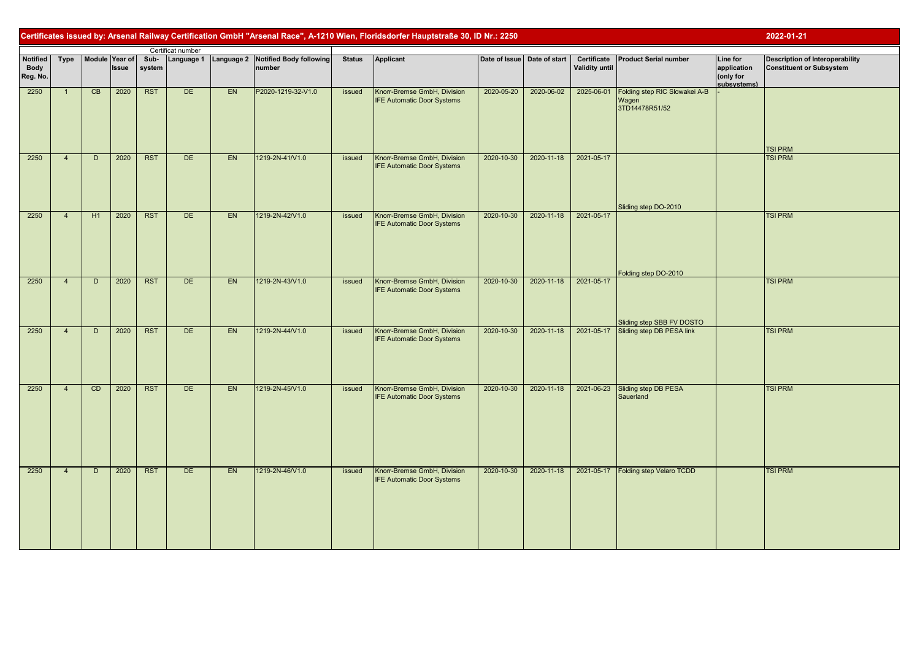## Certificates issued by: Arsenal Railway Certification GmbH "Arsenal Race", A-1210 Wien, Floridsdorfer Hauptstraße 30, ID Nr.: 2250

2022-01-21

| Certificat number | | | | | | | | | | | | | | | | |
|---|---|---|---|---|---|---|---|---|---|---|---|---|---|---|---|---|
| Notified Body Reg. No. | Type | Module | Year of Issue | Sub-system | Language 1 | Language 2 | Notified Body following number | Status | Applicant | Date of Issue | Date of start | Certificate Validity until | Product Serial number | Line for application (only for subsystems) | Description of Interoperability Constituent or Subsystem |
| 2250 | 1 | CB | 2020 | RST | DE | EN | P2020-1219-32-V1.0 | issued | Knorr-Bremse GmbH, Division IFE Automatic Door Systems | 2020-05-20 | 2020-06-02 | 2025-06-01 | Folding step RIC Slowakei A-B Wagen 3TD14478R51/52 | - | TSI PRM |
| 2250 | 4 | D | 2020 | RST | DE | EN | 1219-2N-41/V1.0 | issued | Knorr-Bremse GmbH, Division IFE Automatic Door Systems | 2020-10-30 | 2020-11-18 | 2021-05-17 | Sliding step DO-2010 | | TSI PRM |
| 2250 | 4 | H1 | 2020 | RST | DE | EN | 1219-2N-42/V1.0 | issued | Knorr-Bremse GmbH, Division IFE Automatic Door Systems | 2020-10-30 | 2020-11-18 | 2021-05-17 | Folding step DO-2010 | | TSI PRM |
| 2250 | 4 | D | 2020 | RST | DE | EN | 1219-2N-43/V1.0 | issued | Knorr-Bremse GmbH, Division IFE Automatic Door Systems | 2020-10-30 | 2020-11-18 | 2021-05-17 | Sliding step SBB FV DOSTO | | TSI PRM |
| 2250 | 4 | D | 2020 | RST | DE | EN | 1219-2N-44/V1.0 | issued | Knorr-Bremse GmbH, Division IFE Automatic Door Systems | 2020-10-30 | 2020-11-18 | 2021-05-17 | Sliding step DB PESA link | | TSI PRM |
| 2250 | 4 | CD | 2020 | RST | DE | EN | 1219-2N-45/V1.0 | issued | Knorr-Bremse GmbH, Division IFE Automatic Door Systems | 2020-10-30 | 2020-11-18 | 2021-06-23 | Sliding step DB PESA Sauerland | | TSI PRM |
| 2250 | 4 | D | 2020 | RST | DE | EN | 1219-2N-46/V1.0 | issued | Knorr-Bremse GmbH, Division IFE Automatic Door Systems | 2020-10-30 | 2020-11-18 | 2021-05-17 | Folding step Velaro TCDD | | TSI PRM |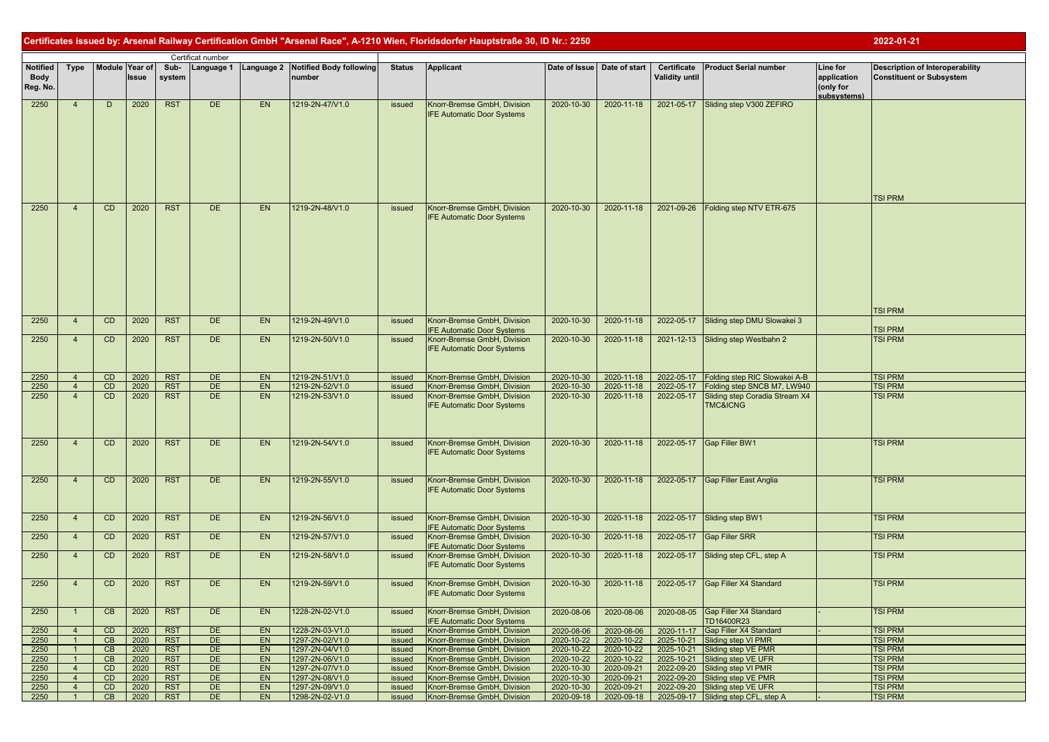**Certificates issued by: Arsenal Railway Certification GmbH "Arsenal Race", A-1210 Wien, Floridsdorfer Hauptstraße 30, ID Nr.: 2250** — 2022-01-21

| Notified Body Reg. No. | Type | Module | Year of Issue | Sub-system | Language 1 | Language 2 | Notified Body following number | Status | Applicant | Date of Issue | Date of start | Certificate Validity until | Product Serial number | Line for application (only for subsystems) | Description of Interoperability Constituent or Subsystem |
|---|---|---|---|---|---|---|---|---|---|---|---|---|---|---|---|
| | | | | Certificat number | | | | | | | | | | | |
| 2250 | 4 | D | 2020 | RST | DE | EN | 1219-2N-47/V1.0 | issued | Knorr-Bremse GmbH, Division IFE Automatic Door Systems | 2020-10-30 | 2020-11-18 | 2021-05-17 | Sliding step V300 ZEFIRO | | TSI PRM |
| 2250 | 4 | CD | 2020 | RST | DE | EN | 1219-2N-48/V1.0 | issued | Knorr-Bremse GmbH, Division IFE Automatic Door Systems | 2020-10-30 | 2020-11-18 | 2021-09-26 | Folding step NTV ETR-675 | | TSI PRM |
| 2250 | 4 | CD | 2020 | RST | DE | EN | 1219-2N-49/V1.0 | issued | Knorr-Bremse GmbH, Division IFE Automatic Door Systems | 2020-10-30 | 2020-11-18 | 2022-05-17 | Sliding step DMU Slowakei 3 | | TSI PRM |
| 2250 | 4 | CD | 2020 | RST | DE | EN | 1219-2N-50/V1.0 | issued | Knorr-Bremse GmbH, Division IFE Automatic Door Systems | 2020-10-30 | 2020-11-18 | 2021-12-13 | Sliding step Westbahn 2 | | TSI PRM |
| 2250 | 4 | CD | 2020 | RST | DE | EN | 1219-2N-51/V1.0 | issued | Knorr-Bremse GmbH, Division | 2020-10-30 | 2020-11-18 | 2022-05-17 | Folding step RIC Slowakei A-B | | TSI PRM |
| 2250 | 4 | CD | 2020 | RST | DE | EN | 1219-2N-52/V1.0 | issued | Knorr-Bremse GmbH, Division | 2020-10-30 | 2020-11-18 | 2022-05-17 | Folding step SNCB M7, LW940 | | TSI PRM |
| 2250 | 4 | CD | 2020 | RST | DE | EN | 1219-2N-53/V1.0 | issued | Knorr-Bremse GmbH, Division IFE Automatic Door Systems | 2020-10-30 | 2020-11-18 | 2022-05-17 | Sliding step Coradia Stream X4 TMC&ICNG | | TSI PRM |
| 2250 | 4 | CD | 2020 | RST | DE | EN | 1219-2N-54/V1.0 | issued | Knorr-Bremse GmbH, Division IFE Automatic Door Systems | 2020-10-30 | 2020-11-18 | 2022-05-17 | Gap Filler BW1 | | TSI PRM |
| 2250 | 4 | CD | 2020 | RST | DE | EN | 1219-2N-55/V1.0 | issued | Knorr-Bremse GmbH, Division IFE Automatic Door Systems | 2020-10-30 | 2020-11-18 | 2022-05-17 | Gap Filler East Anglia | | TSI PRM |
| 2250 | 4 | CD | 2020 | RST | DE | EN | 1219-2N-56/V1.0 | issued | Knorr-Bremse GmbH, Division IFE Automatic Door Systems | 2020-10-30 | 2020-11-18 | 2022-05-17 | Sliding step BW1 | | TSI PRM |
| 2250 | 4 | CD | 2020 | RST | DE | EN | 1219-2N-57/V1.0 | issued | Knorr-Bremse GmbH, Division IFE Automatic Door Systems | 2020-10-30 | 2020-11-18 | 2022-05-17 | Gap Filler SRR | | TSI PRM |
| 2250 | 4 | CD | 2020 | RST | DE | EN | 1219-2N-58/V1.0 | issued | Knorr-Bremse GmbH, Division IFE Automatic Door Systems | 2020-10-30 | 2020-11-18 | 2022-05-17 | Sliding step CFL, step A | | TSI PRM |
| 2250 | 4 | CD | 2020 | RST | DE | EN | 1219-2N-59/V1.0 | issued | Knorr-Bremse GmbH, Division IFE Automatic Door Systems | 2020-10-30 | 2020-11-18 | 2022-05-17 | Gap Filler X4 Standard | | TSI PRM |
| 2250 | 1 | CB | 2020 | RST | DE | EN | 1228-2N-02-V1.0 | issued | Knorr-Bremse GmbH, Division IFE Automatic Door Systems | 2020-08-06 | 2020-08-06 | 2020-08-05 | Gap Filler X4 Standard TD16400R23 | - | TSI PRM |
| 2250 | 4 | CD | 2020 | RST | DE | EN | 1228-2N-03-V1.0 | issued | Knorr-Bremse GmbH, Division | 2020-08-06 | 2020-08-06 | 2020-11-17 | Gap Filler X4 Standard | - | TSI PRM |
| 2250 | 1 | CB | 2020 | RST | DE | EN | 1297-2N-02/V1.0 | issued | Knorr-Bremse GmbH, Division | 2020-10-22 | 2020-10-22 | 2025-10-21 | Sliding step VI PMR | | TSI PRM |
| 2250 | 1 | CB | 2020 | RST | DE | EN | 1297-2N-04/V1.0 | issued | Knorr-Bremse GmbH, Division | 2020-10-22 | 2020-10-22 | 2025-10-21 | Sliding step VE PMR | | TSI PRM |
| 2250 | 1 | CB | 2020 | RST | DE | EN | 1297-2N-06/V1.0 | issued | Knorr-Bremse GmbH, Division | 2020-10-22 | 2020-10-22 | 2025-10-21 | Sliding step VE UFR | | TSI PRM |
| 2250 | 4 | CD | 2020 | RST | DE | EN | 1297-2N-07/V1.0 | issued | Knorr-Bremse GmbH, Division | 2020-10-30 | 2020-09-21 | 2022-09-20 | Sliding step VI PMR | | TSI PRM |
| 2250 | 4 | CD | 2020 | RST | DE | EN | 1297-2N-08/V1.0 | issued | Knorr-Bremse GmbH, Division | 2020-10-30 | 2020-09-21 | 2022-09-20 | Sliding step VE PMR | | TSI PRM |
| 2250 | 4 | CD | 2020 | RST | DE | EN | 1297-2N-09/V1.0 | issued | Knorr-Bremse GmbH, Division | 2020-10-30 | 2020-09-21 | 2022-09-20 | Sliding step VE UFR | | TSI PRM |
| 2250 | 1 | CB | 2020 | RST | DE | EN | 1298-2N-02-V1.0 | issued | Knorr-Bremse GmbH, Division | 2020-09-18 | 2020-09-18 | 2025-09-17 | Sliding step CFL, step A | - | TSI PRM |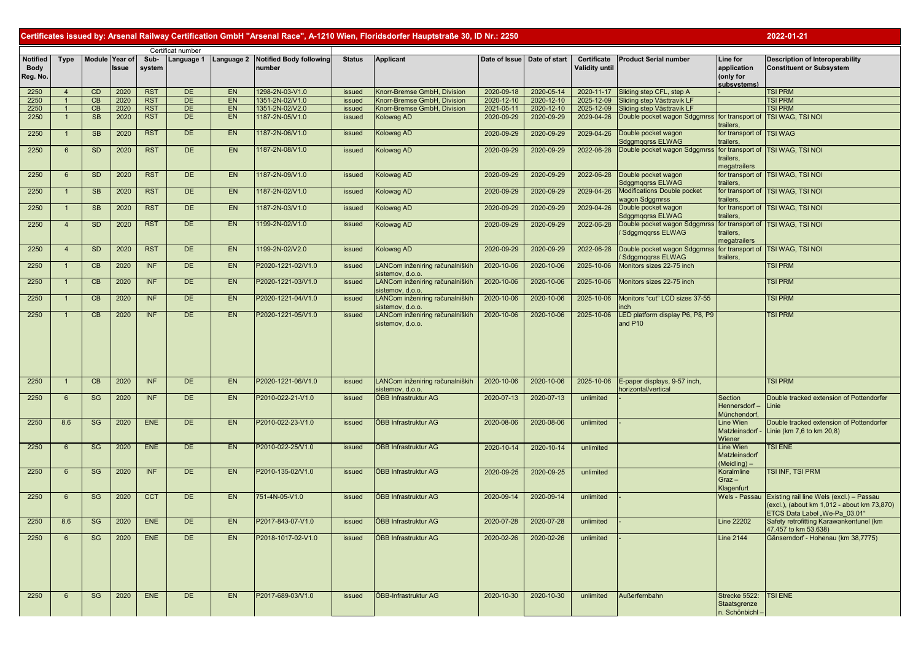**Certificates issued by: Arsenal Railway Certification GmbH "Arsenal Race", A-1210 Wien, Floridsdorfer Hauptstraße 30, ID Nr.: 2250** — 2022-01-21

| Notified Body Reg. No. | Type | Module | Year of Issue | Sub-system | Language 1 | Language 2 | Notified Body following number | Status | Applicant | Date of Issue | Date of start | Certificate Validity until | Product Serial number | Line for application (only for subsystems) | Description of Interoperability Constituent or Subsystem |
|---|---|---|---|---|---|---|---|---|---|---|---|---|---|---|---|
| | | | | Certificat number | | | | | | | | | | | |
| 2250 | 4 | CD | 2020 | RST | DE | EN | 1298-2N-03-V1.0 | issued | Knorr-Bremse GmbH, Division | 2020-09-18 | 2020-05-14 | 2020-11-17 | Sliding step CFL, step A | - | TSI PRM |
| 2250 | 1 | CB | 2020 | RST | DE | EN | 1351-2N-02/V1.0 | issued | Knorr-Bremse GmbH, Division | 2020-12-10 | 2020-12-10 | 2025-12-09 | Sliding step Västtravik LF | | TSI PRM |
| 2250 | 1 | CB | 2020 | RST | DE | EN | 1351-2N-02/V2.0 | issued | Knorr-Bremse GmbH, Division | 2021-05-11 | 2020-12-10 | 2025-12-09 | Sliding step Västtravik LF | | TSI PRM |
| 2250 | 1 | SB | 2020 | RST | DE | EN | 1187-2N-05/V1.0 | issued | Kolowag AD | 2020-09-29 | 2020-09-29 | 2029-04-26 | Double pocket wagon Sdggmrss | for transport of trailers, | TSI WAG, TSI NOI |
| 2250 | 1 | SB | 2020 | RST | DE | EN | 1187-2N-06/V1.0 | issued | Kolowag AD | 2020-09-29 | 2020-09-29 | 2029-04-26 | Double pocket wagon Sdggmqrss ELWAG | for transport of trailers, | TSI WAG |
| 2250 | 6 | SD | 2020 | RST | DE | EN | 1187-2N-08/V1.0 | issued | Kolowag AD | 2020-09-29 | 2020-09-29 | 2022-06-28 | Double pocket wagon Sdggmrss | for transport of trailers, megatrailers | TSI WAG, TSI NOI |
| 2250 | 6 | SD | 2020 | RST | DE | EN | 1187-2N-09/V1.0 | issued | Kolowag AD | 2020-09-29 | 2020-09-29 | 2022-06-28 | Double pocket wagon Sdggmqrss ELWAG | for transport of trailers, | TSI WAG, TSI NOI |
| 2250 | 1 | SB | 2020 | RST | DE | EN | 1187-2N-02/V1.0 | issued | Kolowag AD | 2020-09-29 | 2020-09-29 | 2029-04-26 | Modifications Double pocket wagon Sdggmrss | for transport of trailers, | TSI WAG, TSI NOI |
| 2250 | 1 | SB | 2020 | RST | DE | EN | 1187-2N-03/V1.0 | issued | Kolowag AD | 2020-09-29 | 2020-09-29 | 2029-04-26 | Double pocket wagon Sdggmqrss ELWAG | for transport of trailers, | TSI WAG, TSI NOI |
| 2250 | 4 | SD | 2020 | RST | DE | EN | 1199-2N-02/V1.0 | issued | Kolowag AD | 2020-09-29 | 2020-09-29 | 2022-06-28 | Double pocket wagon Sdggmrss / Sdggmqrss ELWAG | for transport of trailers, megatrailers | TSI WAG, TSI NOI |
| 2250 | 4 | SD | 2020 | RST | DE | EN | 1199-2N-02/V2.0 | issued | Kolowag AD | 2020-09-29 | 2020-09-29 | 2022-06-28 | Double pocket wagon Sdggmrss / Sdggmqrss ELWAG | for transport of trailers, | TSI WAG, TSI NOI |
| 2250 | 1 | CB | 2020 | INF | DE | EN | P2020-1221-02/V1.0 | issued | LANCom inženiring računalniških sistemov, d.o.o. | 2020-10-06 | 2020-10-06 | 2025-10-06 | Monitors sizes 22-75 inch | | TSI PRM |
| 2250 | 1 | CB | 2020 | INF | DE | EN | P2020-1221-03/V1.0 | issued | LANCom inženiring računalniških sistemov, d.o.o. | 2020-10-06 | 2020-10-06 | 2025-10-06 | Monitors sizes 22-75 inch | | TSI PRM |
| 2250 | 1 | CB | 2020 | INF | DE | EN | P2020-1221-04/V1.0 | issued | LANCom inženiring računalniških sistemov, d.o.o. | 2020-10-06 | 2020-10-06 | 2025-10-06 | Monitors "cut" LCD sizes 37-55 inch | | TSI PRM |
| 2250 | 1 | CB | 2020 | INF | DE | EN | P2020-1221-05/V1.0 | issued | LANCom inženiring računalniških sistemov, d.o.o. | 2020-10-06 | 2020-10-06 | 2025-10-06 | LED platform display P6, P8, P9 and P10 | | TSI PRM |
| 2250 | 1 | CB | 2020 | INF | DE | EN | P2020-1221-06/V1.0 | issued | LANCom inženiring računalniških sistemov, d.o.o. | 2020-10-06 | 2020-10-06 | 2025-10-06 | E-paper displays, 9-57 inch, horizontal/vertical | | TSI PRM |
| 2250 | 6 | SG | 2020 | INF | DE | EN | P2010-022-21-V1.0 | issued | ÖBB Infrastruktur AG | 2020-07-13 | 2020-07-13 | unlimited | - | Section Hennersdorf – Münchendorf, | Double tracked extension of Pottendorfer Linie |
| 2250 | 8.6 | SG | 2020 | ENE | DE | EN | P2010-022-23-V1.0 | issued | ÖBB Infrastruktur AG | 2020-08-06 | 2020-08-06 | unlimited | - | Line Wien Matzleinsdorf - Wiener | Double tracked extension of Pottendorfer Linie (km 7,6 to km 20,8) |
| 2250 | 6 | SG | 2020 | ENE | DE | EN | P2010-022-25/V1.0 | issued | ÖBB Infrastruktur AG | 2020-10-14 | 2020-10-14 | unlimited | | Line Wien Matzleinsdorf (Meidling) – | TSI ENE |
| 2250 | 6 | SG | 2020 | INF | DE | EN | P2010-135-02/V1.0 | issued | ÖBB Infrastruktur AG | 2020-09-25 | 2020-09-25 | unlimited | | Koralmline Graz – Klagenfurt | TSI INF, TSI PRM |
| 2250 | 6 | SG | 2020 | CCT | DE | EN | 751-4N-05-V1.0 | issued | ÖBB Infrastruktur AG | 2020-09-14 | 2020-09-14 | unlimited | - | Wels - Passau | Existing rail line Wels (excl.) – Passau (excl.), (about km 1,012 - about km 73,870) ETCS Data Label „We-Pa_03.01" |
| 2250 | 8.6 | SG | 2020 | ENE | DE | EN | P2017-843-07-V1.0 | issued | ÖBB Infrastruktur AG | 2020-07-28 | 2020-07-28 | unlimited | - | Line 22202 | Safety retrofitting Karawankentunel (km 47.457 to km 53.638) |
| 2250 | 6 | SG | 2020 | ENE | DE | EN | P2018-1017-02-V1.0 | issued | ÖBB Infrastruktur AG | 2020-02-26 | 2020-02-26 | unlimited | - | Line 2144 | Gänserndorf - Hohenau (km 38,7775) |
| 2250 | 6 | SG | 2020 | ENE | DE | EN | P2017-689-03/V1.0 | issued | ÖBB-Infrastruktur AG | 2020-10-30 | 2020-10-30 | unlimited | Außerfernbahn | Strecke 5522: Staatsgrenze n. Schönbichl – | TSI ENE |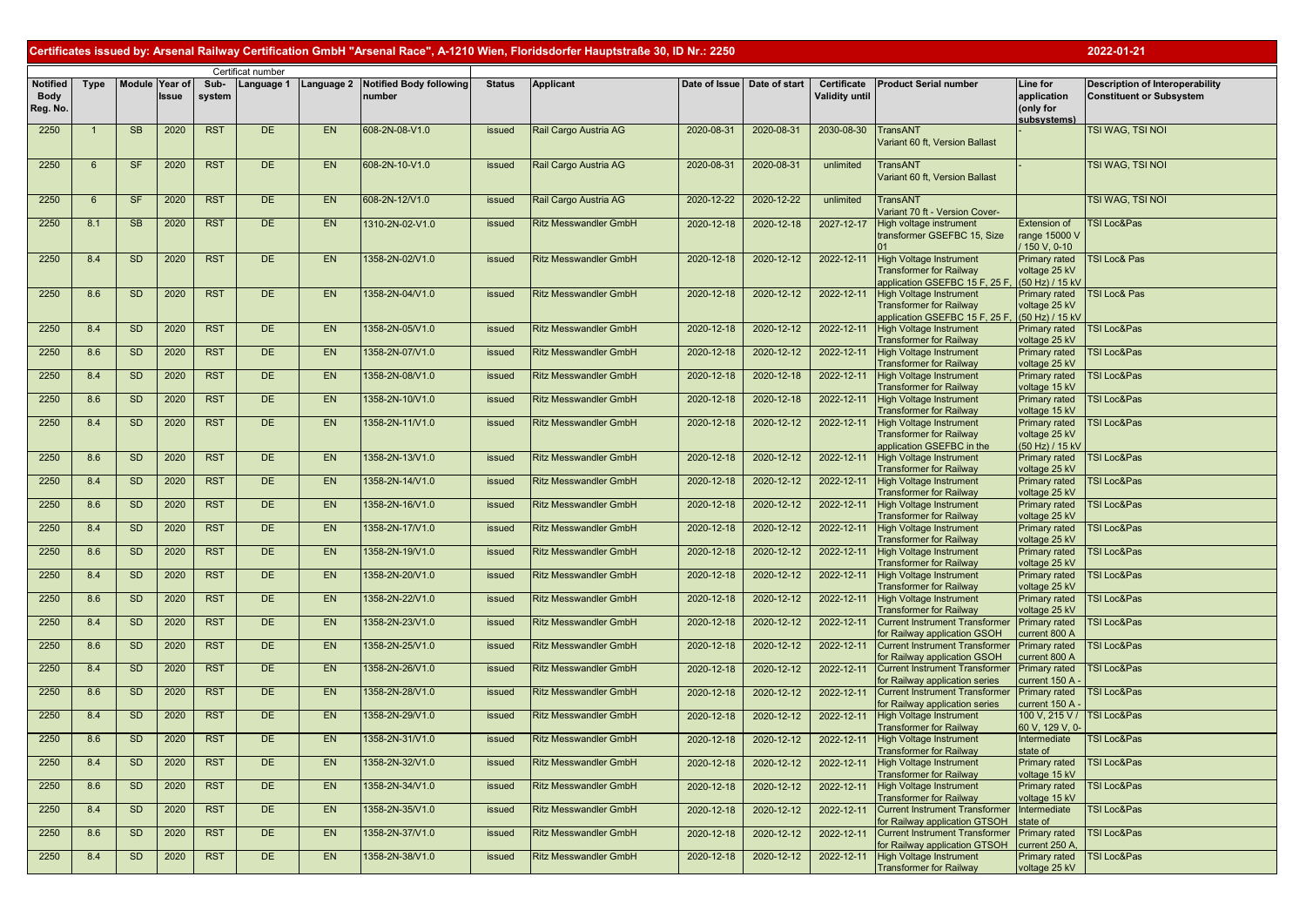## Certificates issued by: Arsenal Railway Certification GmbH "Arsenal Race", A-1210 Wien, Floridsdorfer Hauptstraße 30, ID Nr.: 2250

2022-01-21

| Notified Body Reg. No. | Type | Module | Year of Issue | Certificat number Sub-system | Language 1 | Language 2 | Notified Body following number | Status | Applicant | Date of Issue | Date of start | Certificate Validity until | Product Serial number | Line for application (only for subsystems) | Description of Interoperability Constituent or Subsystem |
|---|---|---|---|---|---|---|---|---|---|---|---|---|---|---|---|
| 2250 | 1 | SB | 2020 | RST | DE | EN | 608-2N-08-V1.0 | issued | Rail Cargo Austria AG | 2020-08-31 | 2020-08-31 | 2030-08-30 | TransANT Variant 60 ft, Version Ballast | - | TSI WAG, TSI NOI |
| 2250 | 6 | SF | 2020 | RST | DE | EN | 608-2N-10-V1.0 | issued | Rail Cargo Austria AG | 2020-08-31 | 2020-08-31 | unlimited | TransANT Variant 60 ft, Version Ballast | - | TSI WAG, TSI NOI |
| 2250 | 6 | SF | 2020 | RST | DE | EN | 608-2N-12/V1.0 | issued | Rail Cargo Austria AG | 2020-12-22 | 2020-12-22 | unlimited | TransANT Variant 70 ft - Version Cover- | | TSI WAG, TSI NOI |
| 2250 | 8.1 | SB | 2020 | RST | DE | EN | 1310-2N-02-V1.0 | issued | Ritz Messwandler GmbH | 2020-12-18 | 2020-12-18 | 2027-12-17 | High voltage instrument transformer GSEFBC 15, Size 01 | Extension of range 15000 V / 150 V, 0-10 | TSI Loc&Pas |
| 2250 | 8.4 | SD | 2020 | RST | DE | EN | 1358-2N-02/V1.0 | issued | Ritz Messwandler GmbH | 2020-12-18 | 2020-12-12 | 2022-12-11 | High Voltage Instrument Transformer for Railway application GSEFBC 15 F, 25 F, | Primary rated voltage 25 kV (50 Hz) / 15 kV | TSI Loc& Pas |
| 2250 | 8.6 | SD | 2020 | RST | DE | EN | 1358-2N-04/V1.0 | issued | Ritz Messwandler GmbH | 2020-12-18 | 2020-12-12 | 2022-12-11 | High Voltage Instrument Transformer for Railway application GSEFBC 15 F, 25 F, | Primary rated voltage 25 kV (50 Hz) / 15 kV | TSI Loc& Pas |
| 2250 | 8.4 | SD | 2020 | RST | DE | EN | 1358-2N-05/V1.0 | issued | Ritz Messwandler GmbH | 2020-12-18 | 2020-12-12 | 2022-12-11 | High Voltage Instrument Transformer for Railway | Primary rated voltage 25 kV | TSI Loc&Pas |
| 2250 | 8.6 | SD | 2020 | RST | DE | EN | 1358-2N-07/V1.0 | issued | Ritz Messwandler GmbH | 2020-12-18 | 2020-12-12 | 2022-12-11 | High Voltage Instrument Transformer for Railway | Primary rated voltage 25 kV | TSI Loc&Pas |
| 2250 | 8.4 | SD | 2020 | RST | DE | EN | 1358-2N-08/V1.0 | issued | Ritz Messwandler GmbH | 2020-12-18 | 2020-12-18 | 2022-12-11 | High Voltage Instrument Transformer for Railway | Primary rated voltage 15 kV | TSI Loc&Pas |
| 2250 | 8.6 | SD | 2020 | RST | DE | EN | 1358-2N-10/V1.0 | issued | Ritz Messwandler GmbH | 2020-12-18 | 2020-12-18 | 2022-12-11 | High Voltage Instrument Transformer for Railway | Primary rated voltage 15 kV | TSI Loc&Pas |
| 2250 | 8.4 | SD | 2020 | RST | DE | EN | 1358-2N-11/V1.0 | issued | Ritz Messwandler GmbH | 2020-12-18 | 2020-12-12 | 2022-12-11 | High Voltage Instrument Transformer for Railway application GSEFBC in the | Primary rated voltage 25 kV (50 Hz) / 15 kV | TSI Loc&Pas |
| 2250 | 8.6 | SD | 2020 | RST | DE | EN | 1358-2N-13/V1.0 | issued | Ritz Messwandler GmbH | 2020-12-18 | 2020-12-12 | 2022-12-11 | High Voltage Instrument Transformer for Railway | Primary rated voltage 25 kV | TSI Loc&Pas |
| 2250 | 8.4 | SD | 2020 | RST | DE | EN | 1358-2N-14/V1.0 | issued | Ritz Messwandler GmbH | 2020-12-18 | 2020-12-12 | 2022-12-11 | High Voltage Instrument Transformer for Railway | Primary rated voltage 25 kV | TSI Loc&Pas |
| 2250 | 8.6 | SD | 2020 | RST | DE | EN | 1358-2N-16/V1.0 | issued | Ritz Messwandler GmbH | 2020-12-18 | 2020-12-12 | 2022-12-11 | High Voltage Instrument Transformer for Railway | Primary rated voltage 25 kV | TSI Loc&Pas |
| 2250 | 8.4 | SD | 2020 | RST | DE | EN | 1358-2N-17/V1.0 | issued | Ritz Messwandler GmbH | 2020-12-18 | 2020-12-12 | 2022-12-11 | High Voltage Instrument Transformer for Railway | Primary rated voltage 25 kV | TSI Loc&Pas |
| 2250 | 8.6 | SD | 2020 | RST | DE | EN | 1358-2N-19/V1.0 | issued | Ritz Messwandler GmbH | 2020-12-18 | 2020-12-12 | 2022-12-11 | High Voltage Instrument Transformer for Railway | Primary rated voltage 25 kV | TSI Loc&Pas |
| 2250 | 8.4 | SD | 2020 | RST | DE | EN | 1358-2N-20/V1.0 | issued | Ritz Messwandler GmbH | 2020-12-18 | 2020-12-12 | 2022-12-11 | High Voltage Instrument Transformer for Railway | Primary rated voltage 25 kV | TSI Loc&Pas |
| 2250 | 8.6 | SD | 2020 | RST | DE | EN | 1358-2N-22/V1.0 | issued | Ritz Messwandler GmbH | 2020-12-18 | 2020-12-12 | 2022-12-11 | High Voltage Instrument Transformer for Railway | Primary rated voltage 25 kV | TSI Loc&Pas |
| 2250 | 8.4 | SD | 2020 | RST | DE | EN | 1358-2N-23/V1.0 | issued | Ritz Messwandler GmbH | 2020-12-18 | 2020-12-12 | 2022-12-11 | Current Instrument Transformer for Railway application GSOH | Primary rated current 800 A | TSI Loc&Pas |
| 2250 | 8.6 | SD | 2020 | RST | DE | EN | 1358-2N-25/V1.0 | issued | Ritz Messwandler GmbH | 2020-12-18 | 2020-12-12 | 2022-12-11 | Current Instrument Transformer for Railway application GSOH | Primary rated current 800 A | TSI Loc&Pas |
| 2250 | 8.4 | SD | 2020 | RST | DE | EN | 1358-2N-26/V1.0 | issued | Ritz Messwandler GmbH | 2020-12-18 | 2020-12-12 | 2022-12-11 | Current Instrument Transformer for Railway application series | Primary rated current 150 A - | TSI Loc&Pas |
| 2250 | 8.6 | SD | 2020 | RST | DE | EN | 1358-2N-28/V1.0 | issued | Ritz Messwandler GmbH | 2020-12-18 | 2020-12-12 | 2022-12-11 | Current Instrument Transformer for Railway application series | Primary rated current 150 A - | TSI Loc&Pas |
| 2250 | 8.4 | SD | 2020 | RST | DE | EN | 1358-2N-29/V1.0 | issued | Ritz Messwandler GmbH | 2020-12-18 | 2020-12-12 | 2022-12-11 | High Voltage Instrument Transformer for Railway | 100 V, 215 V / 60 V, 129 V, 0- | TSI Loc&Pas |
| 2250 | 8.6 | SD | 2020 | RST | DE | EN | 1358-2N-31/V1.0 | issued | Ritz Messwandler GmbH | 2020-12-18 | 2020-12-12 | 2022-12-11 | High Voltage Instrument Transformer for Railway | Intermediate state of | TSI Loc&Pas |
| 2250 | 8.4 | SD | 2020 | RST | DE | EN | 1358-2N-32/V1.0 | issued | Ritz Messwandler GmbH | 2020-12-18 | 2020-12-12 | 2022-12-11 | High Voltage Instrument Transformer for Railway | Primary rated voltage 15 kV | TSI Loc&Pas |
| 2250 | 8.6 | SD | 2020 | RST | DE | EN | 1358-2N-34/V1.0 | issued | Ritz Messwandler GmbH | 2020-12-18 | 2020-12-12 | 2022-12-11 | High Voltage Instrument Transformer for Railway | Primary rated voltage 15 kV | TSI Loc&Pas |
| 2250 | 8.4 | SD | 2020 | RST | DE | EN | 1358-2N-35/V1.0 | issued | Ritz Messwandler GmbH | 2020-12-18 | 2020-12-12 | 2022-12-11 | Current Instrument Transformer for Railway application GTSOH | Intermediate state of | TSI Loc&Pas |
| 2250 | 8.6 | SD | 2020 | RST | DE | EN | 1358-2N-37/V1.0 | issued | Ritz Messwandler GmbH | 2020-12-18 | 2020-12-12 | 2022-12-11 | Current Instrument Transformer for Railway application GTSOH | Primary rated current 250 A, | TSI Loc&Pas |
| 2250 | 8.4 | SD | 2020 | RST | DE | EN | 1358-2N-38/V1.0 | issued | Ritz Messwandler GmbH | 2020-12-18 | 2020-12-12 | 2022-12-11 | High Voltage Instrument Transformer for Railway | Primary rated voltage 25 kV | TSI Loc&Pas |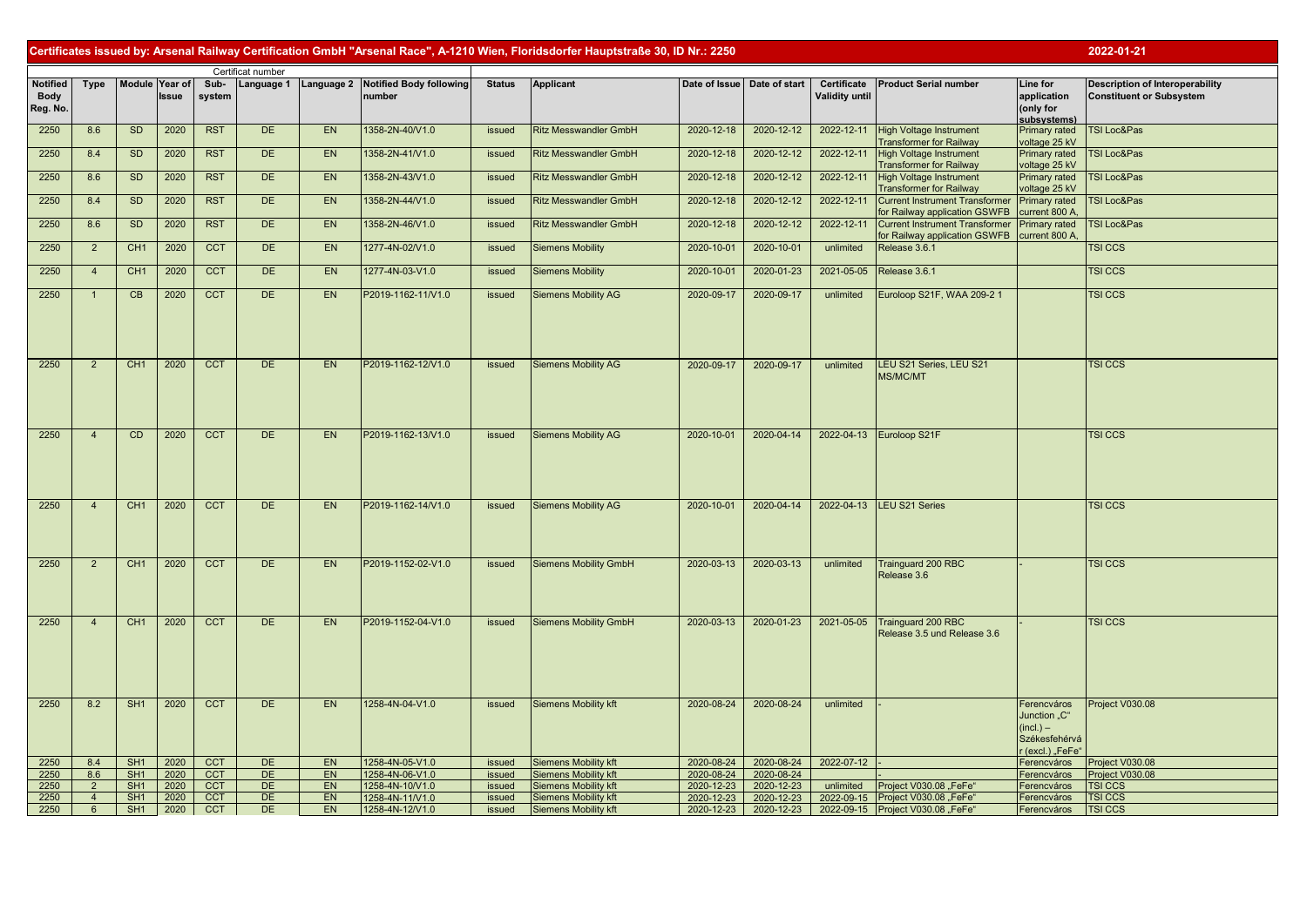## Certificates issued by: Arsenal Railway Certification GmbH "Arsenal Race", A-1210 Wien, Floridsdorfer Hauptstraße 30, ID Nr.: 2250

2022-01-21

| | Certificat number | | | | | | | | | | | | | | | |
|---|---|---|---|---|---|---|---|---|---|---|---|---|---|---|---|---|
| Notified Body Reg. No. | Type | Module | Year of Issue | Sub-system | Language 1 | Language 2 | Notified Body following number | Status | Applicant | Date of Issue | Date of start | Certificate Validity until | Product Serial number | Line for application (only for subsystems) | Description of Interoperability Constituent or Subsystem |
| 2250 | 8.6 | SD | 2020 | RST | DE | EN | 1358-2N-40/V1.0 | issued | Ritz Messwandler GmbH | 2020-12-18 | 2020-12-12 | 2022-12-11 | High Voltage Instrument Transformer for Railway | Primary rated voltage 25 kV | TSI Loc&Pas |
| 2250 | 8.4 | SD | 2020 | RST | DE | EN | 1358-2N-41/V1.0 | issued | Ritz Messwandler GmbH | 2020-12-18 | 2020-12-12 | 2022-12-11 | High Voltage Instrument Transformer for Railway | Primary rated voltage 25 kV | TSI Loc&Pas |
| 2250 | 8.6 | SD | 2020 | RST | DE | EN | 1358-2N-43/V1.0 | issued | Ritz Messwandler GmbH | 2020-12-18 | 2020-12-12 | 2022-12-11 | High Voltage Instrument Transformer for Railway | Primary rated voltage 25 kV | TSI Loc&Pas |
| 2250 | 8.4 | SD | 2020 | RST | DE | EN | 1358-2N-44/V1.0 | issued | Ritz Messwandler GmbH | 2020-12-18 | 2020-12-12 | 2022-12-11 | Current Instrument Transformer for Railway application GSWFB | Primary rated current 800 A, | TSI Loc&Pas |
| 2250 | 8.6 | SD | 2020 | RST | DE | EN | 1358-2N-46/V1.0 | issued | Ritz Messwandler GmbH | 2020-12-18 | 2020-12-12 | 2022-12-11 | Current Instrument Transformer for Railway application GSWFB | Primary rated current 800 A, | TSI Loc&Pas |
| 2250 | 2 | CH1 | 2020 | CCT | DE | EN | 1277-4N-02/V1.0 | issued | Siemens Mobility | 2020-10-01 | 2020-10-01 | unlimited | Release 3.6.1 | | TSI CCS |
| 2250 | 4 | CH1 | 2020 | CCT | DE | EN | 1277-4N-03-V1.0 | issued | Siemens Mobility | 2020-10-01 | 2020-01-23 | 2021-05-05 | Release 3.6.1 | | TSI CCS |
| 2250 | 1 | CB | 2020 | CCT | DE | EN | P2019-1162-11/V1.0 | issued | Siemens Mobility AG | 2020-09-17 | 2020-09-17 | unlimited | Euroloop S21F, WAA 209-2 1 | | TSI CCS |
| 2250 | 2 | CH1 | 2020 | CCT | DE | EN | P2019-1162-12/V1.0 | issued | Siemens Mobility AG | 2020-09-17 | 2020-09-17 | unlimited | LEU S21 Series, LEU S21 MS/MC/MT | | TSI CCS |
| 2250 | 4 | CD | 2020 | CCT | DE | EN | P2019-1162-13/V1.0 | issued | Siemens Mobility AG | 2020-10-01 | 2020-04-14 | 2022-04-13 | Euroloop S21F | | TSI CCS |
| 2250 | 4 | CH1 | 2020 | CCT | DE | EN | P2019-1162-14/V1.0 | issued | Siemens Mobility AG | 2020-10-01 | 2020-04-14 | 2022-04-13 | LEU S21 Series | | TSI CCS |
| 2250 | 2 | CH1 | 2020 | CCT | DE | EN | P2019-1152-02-V1.0 | issued | Siemens Mobility GmbH | 2020-03-13 | 2020-03-13 | unlimited | Trainguard 200 RBC Release 3.6 | - | TSI CCS |
| 2250 | 4 | CH1 | 2020 | CCT | DE | EN | P2019-1152-04-V1.0 | issued | Siemens Mobility GmbH | 2020-03-13 | 2020-01-23 | 2021-05-05 | Trainguard 200 RBC Release 3.5 und Release 3.6 | - | TSI CCS |
| 2250 | 8.2 | SH1 | 2020 | CCT | DE | EN | 1258-4N-04-V1.0 | issued | Siemens Mobility kft | 2020-08-24 | 2020-08-24 | unlimited | - | Ferencváros Junction „C" (incl.) – Székesfehérvár (excl.) „FeFe" | Project V030.08 |
| 2250 | 8.4 | SH1 | 2020 | CCT | DE | EN | 1258-4N-05-V1.0 | issued | Siemens Mobility kft | 2020-08-24 | 2020-08-24 | 2022-07-12 | - | Ferencváros | Project V030.08 |
| 2250 | 8.6 | SH1 | 2020 | CCT | DE | EN | 1258-4N-06-V1.0 | issued | Siemens Mobility kft | 2020-08-24 | 2020-08-24 | | - | Ferencváros | Project V030.08 |
| 2250 | 2 | SH1 | 2020 | CCT | DE | EN | 1258-4N-10/V1.0 | issued | Siemens Mobility kft | 2020-12-23 | 2020-12-23 | unlimited | Project V030.08 „FeFe" | Ferencváros | TSI CCS |
| 2250 | 4 | SH1 | 2020 | CCT | DE | EN | 1258-4N-11/V1.0 | issued | Siemens Mobility kft | 2020-12-23 | 2020-12-23 | 2022-09-15 | Project V030.08 „FeFe" | Ferencváros | TSI CCS |
| 2250 | 6 | SH1 | 2020 | CCT | DE | EN | 1258-4N-12/V1.0 | issued | Siemens Mobility kft | 2020-12-23 | 2020-12-23 | 2022-09-15 | Project V030.08 „FeFe" | Ferencváros | TSI CCS |